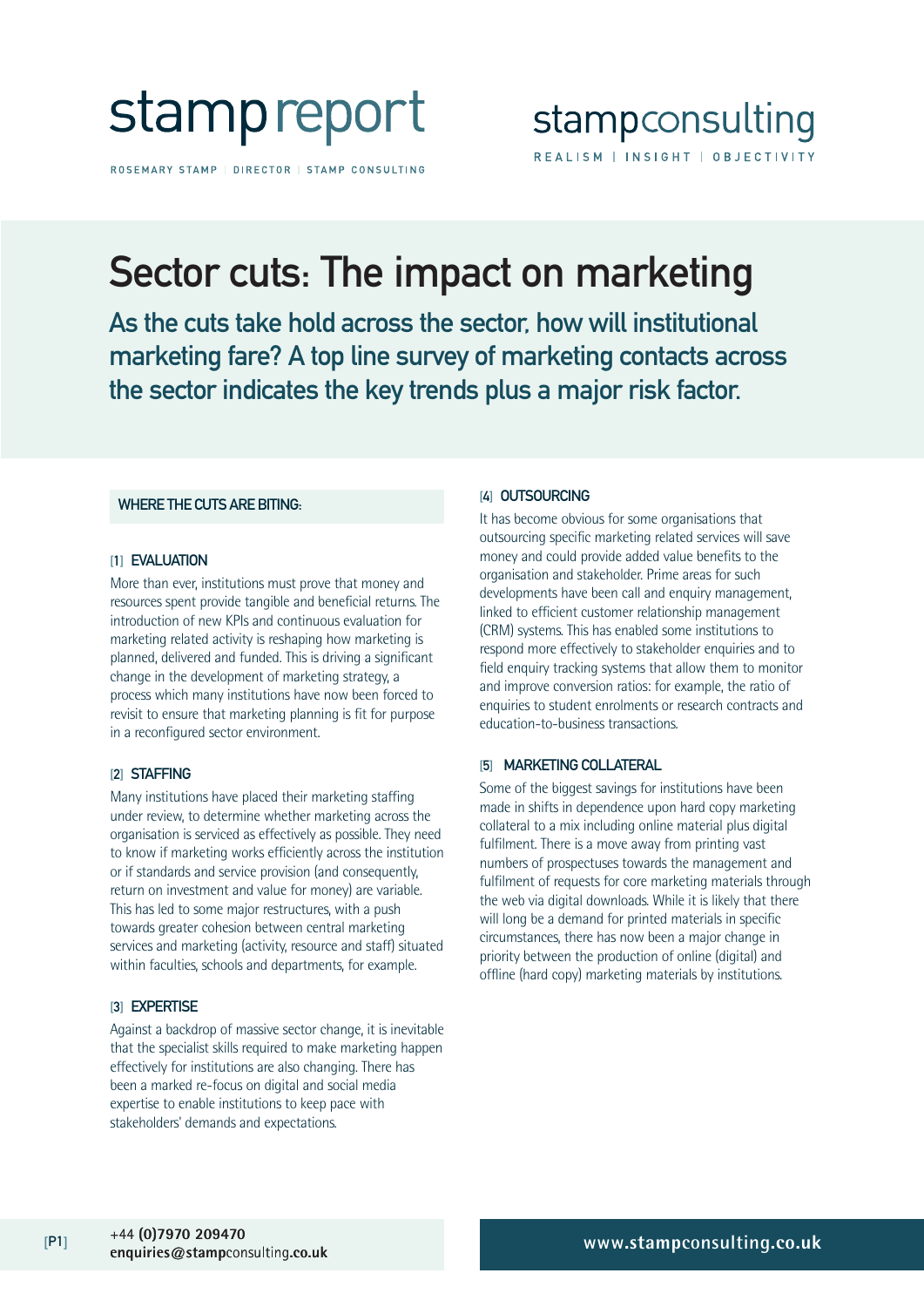stamp report

ROSEMARY STAMP | DIRECTOR | STAMP CONSULTING

stampconsulting

REALISM | INSIGHT | OBJECTIVITY

# Sector cuts: The impact on marketing

## As the cuts take hold across the sector, how will institutional marketing fare? A top line survey of marketing contacts across the sector indicates the key trends plus a major risk factor.

### WHERE THE CUTS ARE BITING:

#### [1] EVALUATION

More than ever, institutions must prove that money and resources spent provide tangible and beneficial returns. The introduction of new KPIs and continuous evaluation for marketing related activity is reshaping how marketing is planned, delivered and funded. This is driving a significant change in the development of marketing strategy, a process which many institutions have now been forced to revisit to ensure that marketing planning is fit for purpose in a reconfigured sector environment.

#### [2] STAFFING

Many institutions have placed their marketing staffing under review, to determine whether marketing across the organisation is serviced as effectively as possible. They need to know if marketing works efficiently across the institution or if standards and service provision (and consequently, return on investment and value for money) are variable. This has led to some major restructures, with a push towards greater cohesion between central marketing services and marketing (activity, resource and staff) situated within faculties, schools and departments, for example.

#### [3] EXPERTISE

Against a backdrop of massive sector change, it is inevitable that the specialist skills required to make marketing happen effectively for institutions are also changing. There has been a marked re-focus on digital and social media expertise to enable institutions to keep pace with stakeholders' demands and expectations.

#### [4] OUTSOURCING

It has become obvious for some organisations that outsourcing specific marketing related services will save money and could provide added value benefits to the organisation and stakeholder. Prime areas for such developments have been call and enquiry management, linked to efficient customer relationship management (CRM) systems. This has enabled some institutions to respond more effectively to stakeholder enquiries and to field enquiry tracking systems that allow them to monitor and improve conversion ratios: for example, the ratio of enquiries to student enrolments or research contracts and education-to-business transactions.

#### [5] MARKETING COLLATERAL

Some of the biggest savings for institutions have been made in shifts in dependence upon hard copy marketing collateral to a mix including online material plus digital fulfilment. There is a move away from printing vast numbers of prospectuses towards the management and fulfilment of requests for core marketing materials through the web via digital downloads. While it is likely that there will long be a demand for printed materials in specific circumstances, there has now been a major change in priority between the production of online (digital) and offline (hard copy) marketing materials by institutions.

+44 (0)7970 209470
enquiries@stampconsulting.co.uk

www.stampconsulting.co.uk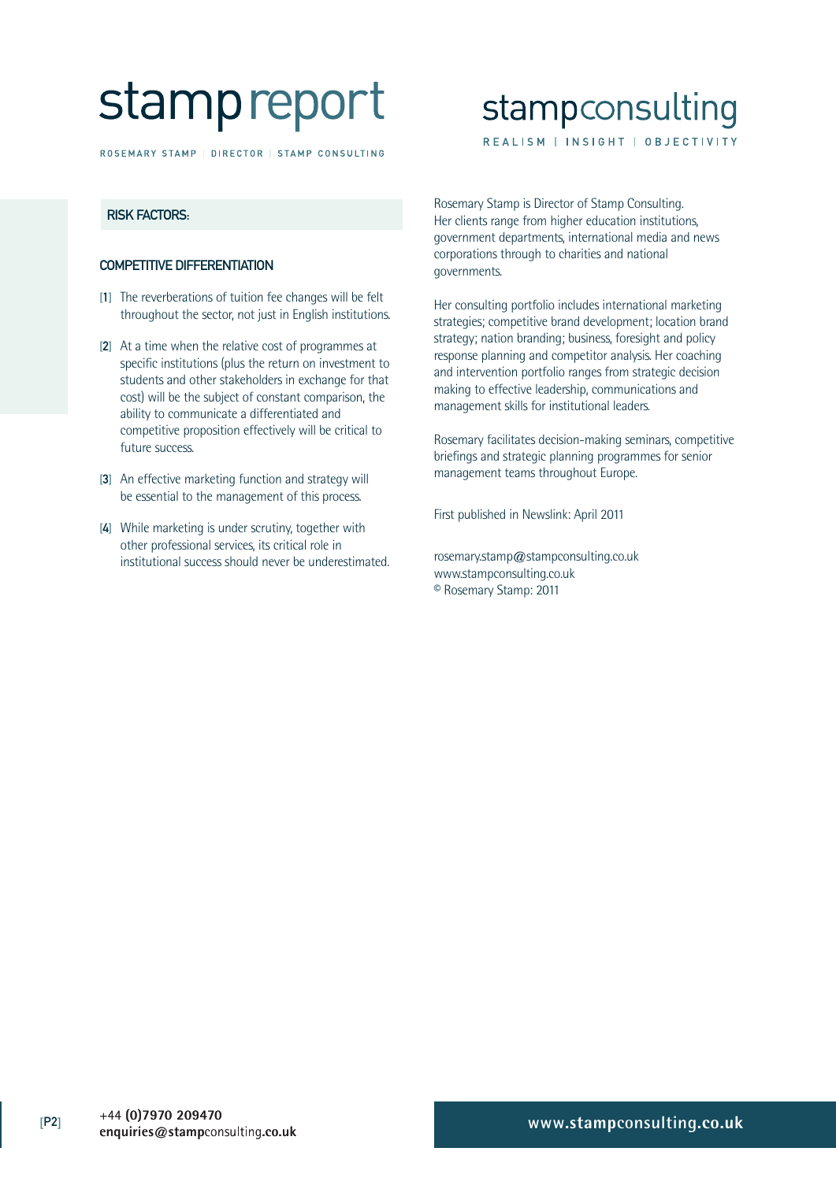# stamp report

ROSEMARY STAMP | DIRECTOR | STAMP CONSULTING

stampconsulting

REALISM | INSIGHT | OBJECTIVITY

## RISK FACTORS:

### COMPETITIVE DIFFERENTIATION

[1] The reverberations of tuition fee changes will be felt throughout the sector, not just in English institutions.

[2] At a time when the relative cost of programmes at specific institutions (plus the return on investment to students and other stakeholders in exchange for that cost) will be the subject of constant comparison, the ability to communicate a differentiated and competitive proposition effectively will be critical to future success.

[3] An effective marketing function and strategy will be essential to the management of this process.

[4] While marketing is under scrutiny, together with other professional services, its critical role in institutional success should never be underestimated.

Rosemary Stamp is Director of Stamp Consulting. Her clients range from higher education institutions, government departments, international media and news corporations through to charities and national governments.

Her consulting portfolio includes international marketing strategies; competitive brand development; location brand strategy; nation branding; business, foresight and policy response planning and competitor analysis. Her coaching and intervention portfolio ranges from strategic decision making to effective leadership, communications and management skills for institutional leaders.

Rosemary facilitates decision-making seminars, competitive briefings and strategic planning programmes for senior management teams throughout Europe.

First published in Newslink: April 2011

rosemary.stamp@stampconsulting.co.uk
www.stampconsulting.co.uk
© Rosemary Stamp: 2011

+44 (0)7970 209470
enquiries@stampconsulting.co.uk

www.stampconsulting.co.uk